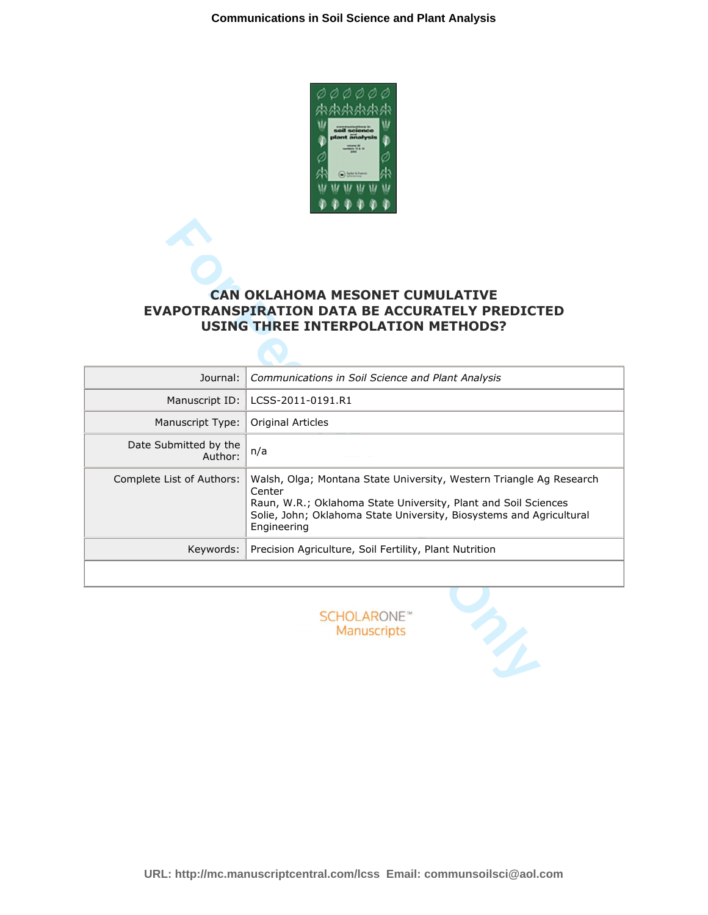# CAN OKLAHOMA MESONET CUMULATIVE EVAPOTRANSPIRATION DATA BE ACCURATELY PREDICTED USING THREE INTERPOLATION METHODS?

| | |
|---|---|
| Journal: | *Communications in Soil Science and Plant Analysis* |
| Manuscript ID: | LCSS-2011-0191.R1 |
| Manuscript Type: | Original Articles |
| Date Submitted by the Author: | n/a |
| Complete List of Authors: | Walsh, Olga; Montana State University, Western Triangle Ag Research Center<br>Raun, W.R.; Oklahoma State University, Plant and Soil Sciences<br>Solie, John; Oklahoma State University, Biosystems and Agricultural Engineering |
| Keywords: | Precision Agriculture, Soil Fertility, Plant Nutrition |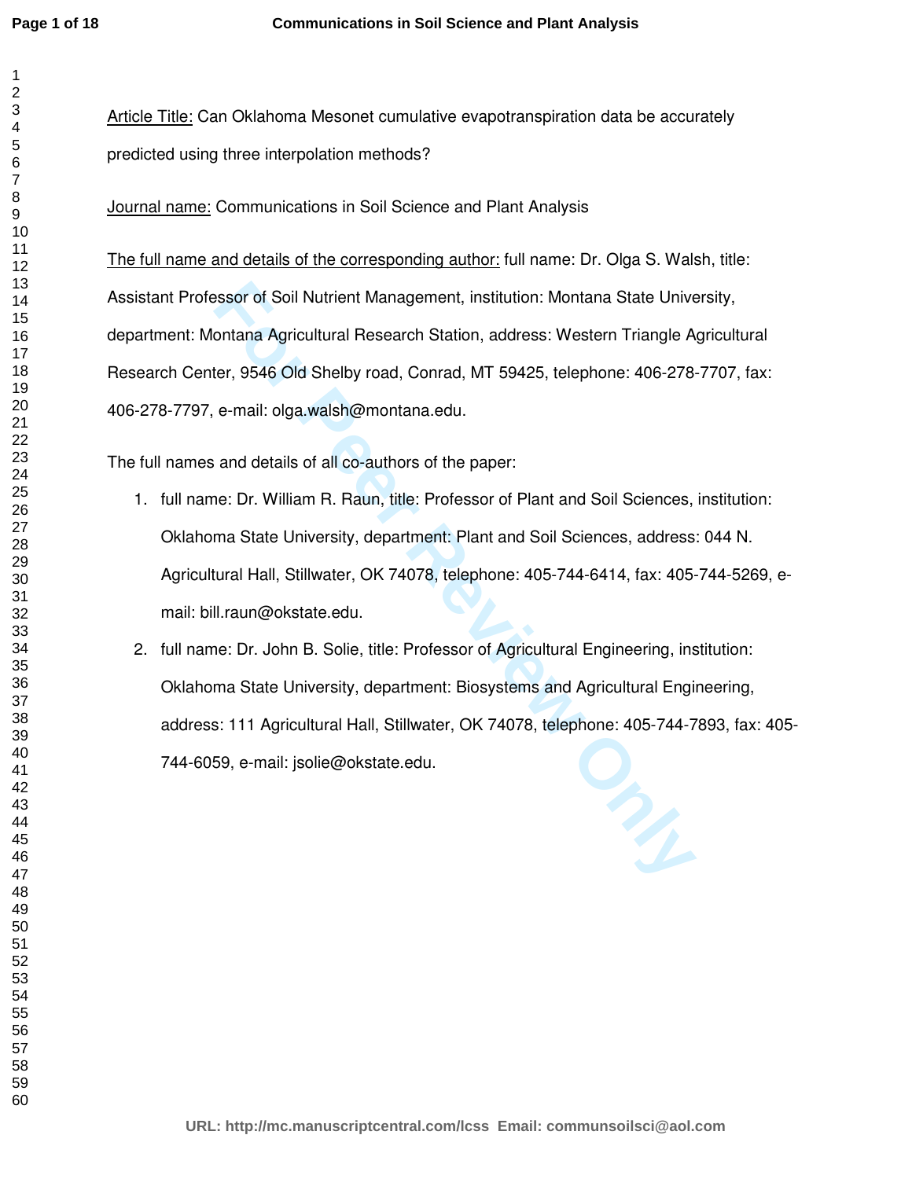Article Title: Can Oklahoma Mesonet cumulative evapotranspiration data be accurately predicted using three interpolation methods?

Journal name: Communications in Soil Science and Plant Analysis

The full name and details of the corresponding author: full name: Dr. Olga S. Walsh, title: Assistant Professor of Soil Nutrient Management, institution: Montana State University, department: Montana Agricultural Research Station, address: Western Triangle Agricultural Research Center, 9546 Old Shelby road, Conrad, MT 59425, telephone: 406-278-7707, fax: 406-278-7797, e-mail: olga.walsh@montana.edu.

The full names and details of all co-authors of the paper:

1. full name: Dr. William R. Raun, title: Professor of Plant and Soil Sciences, institution: Oklahoma State University, department: Plant and Soil Sciences, address: 044 N. Agricultural Hall, Stillwater, OK 74078, telephone: 405-744-6414, fax: 405-744-5269, e-mail: bill.raun@okstate.edu.
2. full name: Dr. John B. Solie, title: Professor of Agricultural Engineering, institution: Oklahoma State University, department: Biosystems and Agricultural Engineering, address: 111 Agricultural Hall, Stillwater, OK 74078, telephone: 405-744-7893, fax: 405-744-6059, e-mail: jsolie@okstate.edu.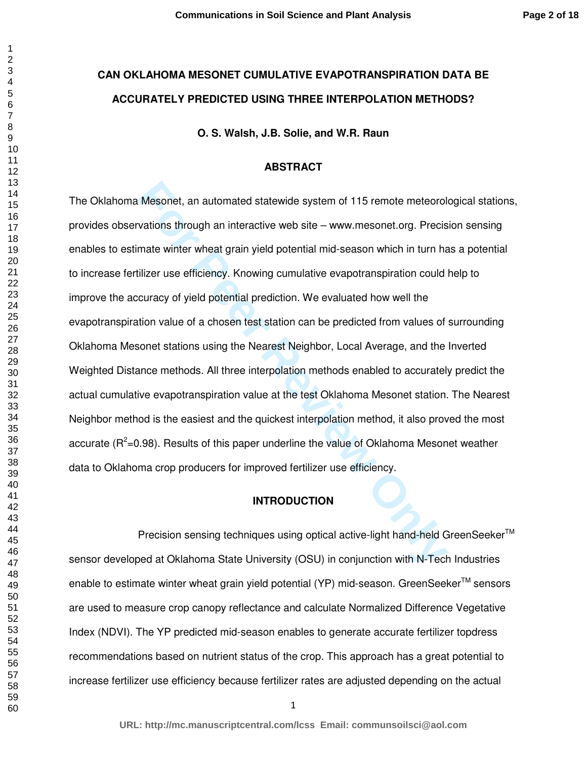# CAN OKLAHOMA MESONET CUMULATIVE EVAPOTRANSPIRATION DATA BE ACCURATELY PREDICTED USING THREE INTERPOLATION METHODS?

**O. S. Walsh, J.B. Solie, and W.R. Raun**

## ABSTRACT

The Oklahoma Mesonet, an automated statewide system of 115 remote meteorological stations, provides observations through an interactive web site – www.mesonet.org. Precision sensing enables to estimate winter wheat grain yield potential mid-season which in turn has a potential to increase fertilizer use efficiency. Knowing cumulative evapotranspiration could help to improve the accuracy of yield potential prediction. We evaluated how well the evapotranspiration value of a chosen test station can be predicted from values of surrounding Oklahoma Mesonet stations using the Nearest Neighbor, Local Average, and the Inverted Weighted Distance methods. All three interpolation methods enabled to accurately predict the actual cumulative evapotranspiration value at the test Oklahoma Mesonet station. The Nearest Neighbor method is the easiest and the quickest interpolation method, it also proved the most accurate ($R^2$=0.98). Results of this paper underline the value of Oklahoma Mesonet weather data to Oklahoma crop producers for improved fertilizer use efficiency.

## INTRODUCTION

Precision sensing techniques using optical active-light hand-held GreenSeeker™ sensor developed at Oklahoma State University (OSU) in conjunction with N-Tech Industries enable to estimate winter wheat grain yield potential (YP) mid-season. GreenSeeker™ sensors are used to measure crop canopy reflectance and calculate Normalized Difference Vegetative Index (NDVI). The YP predicted mid-season enables to generate accurate fertilizer topdress recommendations based on nutrient status of the crop. This approach has a great potential to increase fertilizer use efficiency because fertilizer rates are adjusted depending on the actual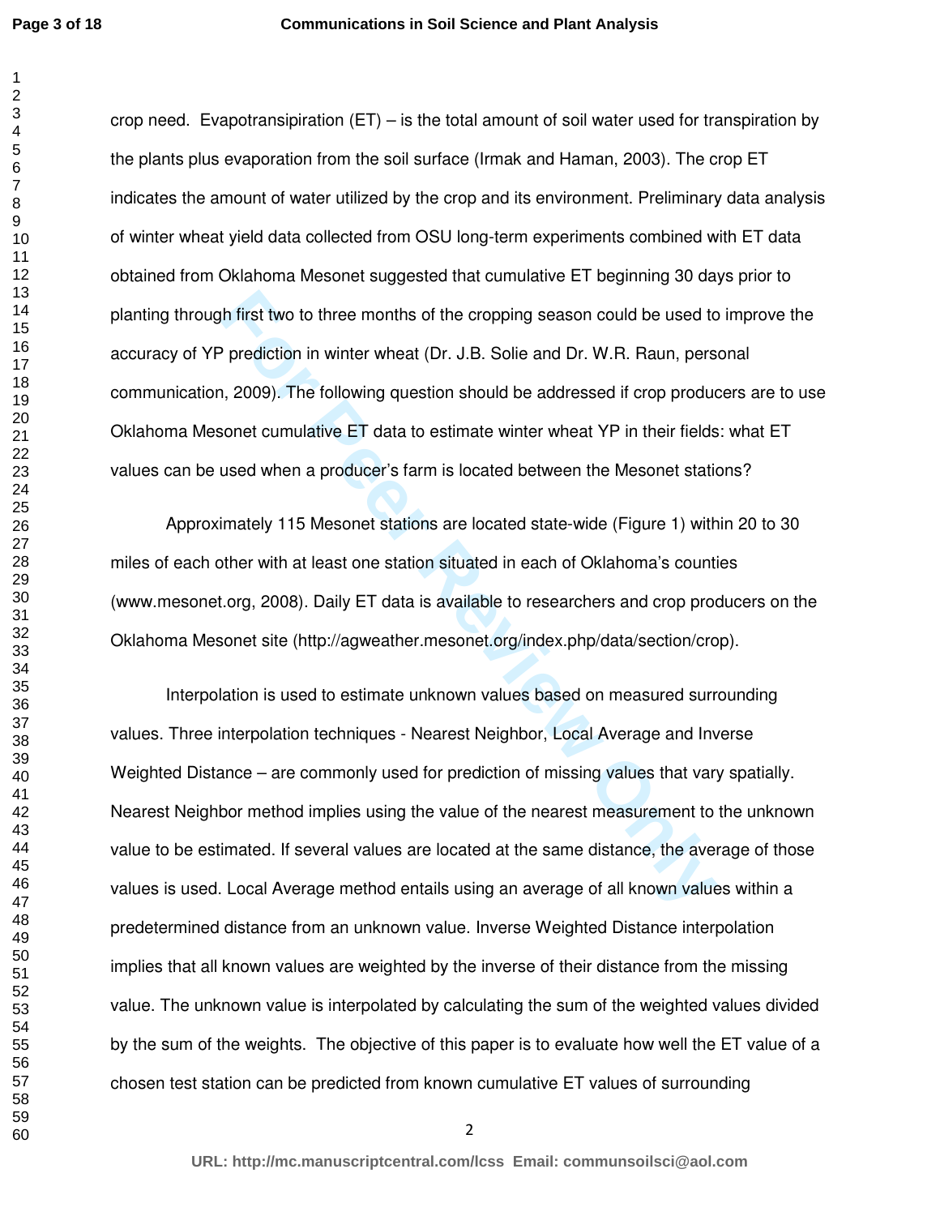crop need. Evapotransipiration (ET) – is the total amount of soil water used for transpiration by the plants plus evaporation from the soil surface (Irmak and Haman, 2003). The crop ET indicates the amount of water utilized by the crop and its environment. Preliminary data analysis of winter wheat yield data collected from OSU long-term experiments combined with ET data obtained from Oklahoma Mesonet suggested that cumulative ET beginning 30 days prior to planting through first two to three months of the cropping season could be used to improve the accuracy of YP prediction in winter wheat (Dr. J.B. Solie and Dr. W.R. Raun, personal communication, 2009). The following question should be addressed if crop producers are to use Oklahoma Mesonet cumulative ET data to estimate winter wheat YP in their fields: what ET values can be used when a producer's farm is located between the Mesonet stations?

Approximately 115 Mesonet stations are located state-wide (Figure 1) within 20 to 30 miles of each other with at least one station situated in each of Oklahoma's counties (www.mesonet.org, 2008). Daily ET data is available to researchers and crop producers on the Oklahoma Mesonet site (http://agweather.mesonet.org/index.php/data/section/crop).

Interpolation is used to estimate unknown values based on measured surrounding values. Three interpolation techniques - Nearest Neighbor, Local Average and Inverse Weighted Distance – are commonly used for prediction of missing values that vary spatially. Nearest Neighbor method implies using the value of the nearest measurement to the unknown value to be estimated. If several values are located at the same distance, the average of those values is used. Local Average method entails using an average of all known values within a predetermined distance from an unknown value. Inverse Weighted Distance interpolation implies that all known values are weighted by the inverse of their distance from the missing value. The unknown value is interpolated by calculating the sum of the weighted values divided by the sum of the weights. The objective of this paper is to evaluate how well the ET value of a chosen test station can be predicted from known cumulative ET values of surrounding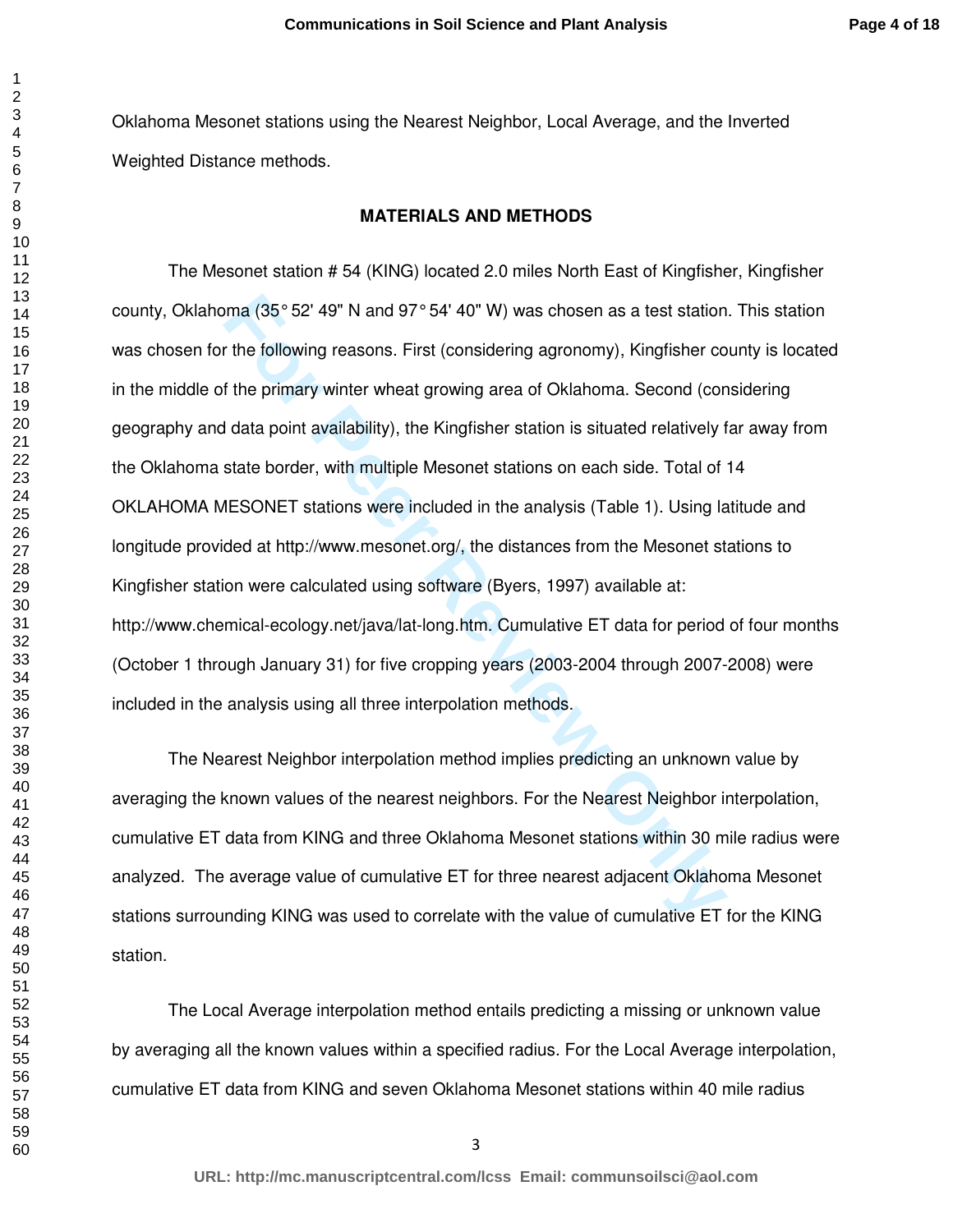Oklahoma Mesonet stations using the Nearest Neighbor, Local Average, and the Inverted Weighted Distance methods.

## MATERIALS AND METHODS

The Mesonet station # 54 (KING) located 2.0 miles North East of Kingfisher, Kingfisher county, Oklahoma (35° 52' 49" N and 97° 54' 40" W) was chosen as a test station. This station was chosen for the following reasons. First (considering agronomy), Kingfisher county is located in the middle of the primary winter wheat growing area of Oklahoma. Second (considering geography and data point availability), the Kingfisher station is situated relatively far away from the Oklahoma state border, with multiple Mesonet stations on each side. Total of 14 OKLAHOMA MESONET stations were included in the analysis (Table 1). Using latitude and longitude provided at http://www.mesonet.org/, the distances from the Mesonet stations to Kingfisher station were calculated using software (Byers, 1997) available at: http://www.chemical-ecology.net/java/lat-long.htm. Cumulative ET data for period of four months (October 1 through January 31) for five cropping years (2003-2004 through 2007-2008) were included in the analysis using all three interpolation methods.

The Nearest Neighbor interpolation method implies predicting an unknown value by averaging the known values of the nearest neighbors. For the Nearest Neighbor interpolation, cumulative ET data from KING and three Oklahoma Mesonet stations within 30 mile radius were analyzed. The average value of cumulative ET for three nearest adjacent Oklahoma Mesonet stations surrounding KING was used to correlate with the value of cumulative ET for the KING station.

The Local Average interpolation method entails predicting a missing or unknown value by averaging all the known values within a specified radius. For the Local Average interpolation, cumulative ET data from KING and seven Oklahoma Mesonet stations within 40 mile radius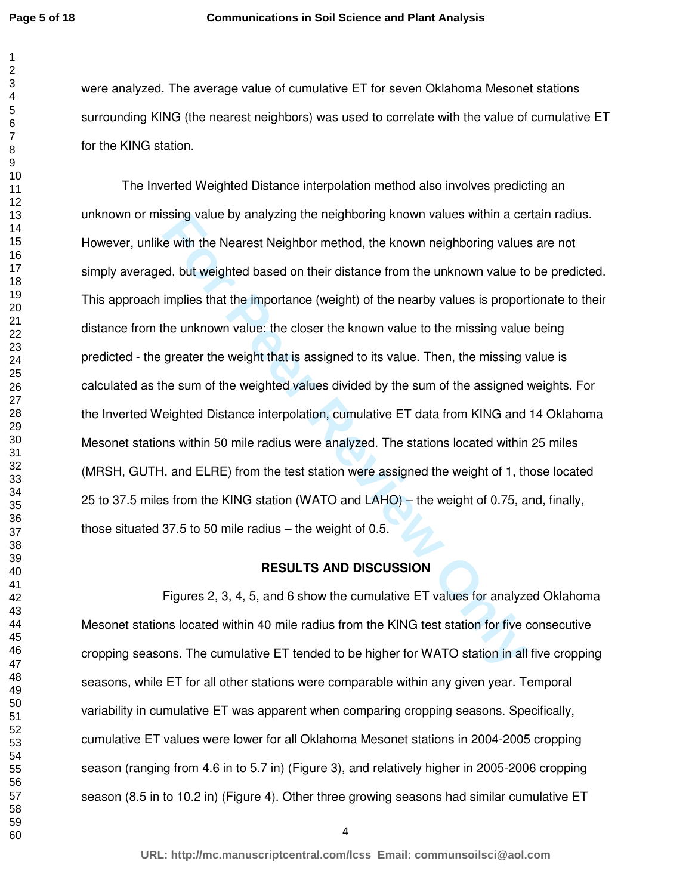were analyzed. The average value of cumulative ET for seven Oklahoma Mesonet stations surrounding KING (the nearest neighbors) was used to correlate with the value of cumulative ET for the KING station.

The Inverted Weighted Distance interpolation method also involves predicting an unknown or missing value by analyzing the neighboring known values within a certain radius. However, unlike with the Nearest Neighbor method, the known neighboring values are not simply averaged, but weighted based on their distance from the unknown value to be predicted. This approach implies that the importance (weight) of the nearby values is proportionate to their distance from the unknown value: the closer the known value to the missing value being predicted - the greater the weight that is assigned to its value. Then, the missing value is calculated as the sum of the weighted values divided by the sum of the assigned weights. For the Inverted Weighted Distance interpolation, cumulative ET data from KING and 14 Oklahoma Mesonet stations within 50 mile radius were analyzed. The stations located within 25 miles (MRSH, GUTH, and ELRE) from the test station were assigned the weight of 1, those located 25 to 37.5 miles from the KING station (WATO and LAHO) – the weight of 0.75, and, finally, those situated 37.5 to 50 mile radius – the weight of 0.5.

## RESULTS AND DISCUSSION

Figures 2, 3, 4, 5, and 6 show the cumulative ET values for analyzed Oklahoma Mesonet stations located within 40 mile radius from the KING test station for five consecutive cropping seasons. The cumulative ET tended to be higher for WATO station in all five cropping seasons, while ET for all other stations were comparable within any given year. Temporal variability in cumulative ET was apparent when comparing cropping seasons. Specifically, cumulative ET values were lower for all Oklahoma Mesonet stations in 2004-2005 cropping season (ranging from 4.6 in to 5.7 in) (Figure 3), and relatively higher in 2005-2006 cropping season (8.5 in to 10.2 in) (Figure 4). Other three growing seasons had similar cumulative ET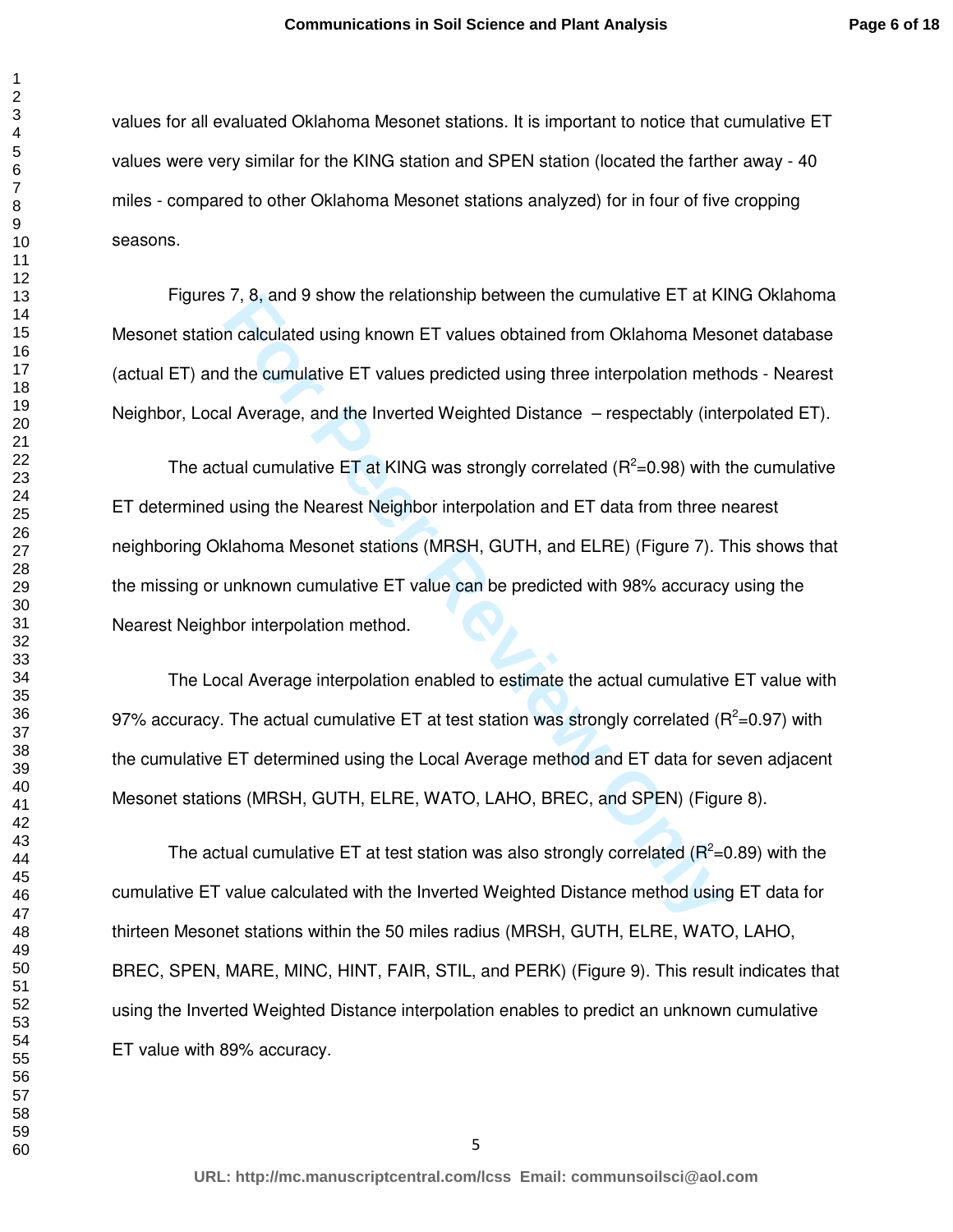values for all evaluated Oklahoma Mesonet stations. It is important to notice that cumulative ET values were very similar for the KING station and SPEN station (located the farther away - 40 miles - compared to other Oklahoma Mesonet stations analyzed) for in four of five cropping seasons.

Figures 7, 8, and 9 show the relationship between the cumulative ET at KING Oklahoma Mesonet station calculated using known ET values obtained from Oklahoma Mesonet database (actual ET) and the cumulative ET values predicted using three interpolation methods - Nearest Neighbor, Local Average, and the Inverted Weighted Distance – respectably (interpolated ET).

The actual cumulative ET at KING was strongly correlated ($R^2$=0.98) with the cumulative ET determined using the Nearest Neighbor interpolation and ET data from three nearest neighboring Oklahoma Mesonet stations (MRSH, GUTH, and ELRE) (Figure 7). This shows that the missing or unknown cumulative ET value can be predicted with 98% accuracy using the Nearest Neighbor interpolation method.

The Local Average interpolation enabled to estimate the actual cumulative ET value with 97% accuracy. The actual cumulative ET at test station was strongly correlated ($R^2$=0.97) with the cumulative ET determined using the Local Average method and ET data for seven adjacent Mesonet stations (MRSH, GUTH, ELRE, WATO, LAHO, BREC, and SPEN) (Figure 8).

The actual cumulative ET at test station was also strongly correlated ($R^2$=0.89) with the cumulative ET value calculated with the Inverted Weighted Distance method using ET data for thirteen Mesonet stations within the 50 miles radius (MRSH, GUTH, ELRE, WATO, LAHO, BREC, SPEN, MARE, MINC, HINT, FAIR, STIL, and PERK) (Figure 9). This result indicates that using the Inverted Weighted Distance interpolation enables to predict an unknown cumulative ET value with 89% accuracy.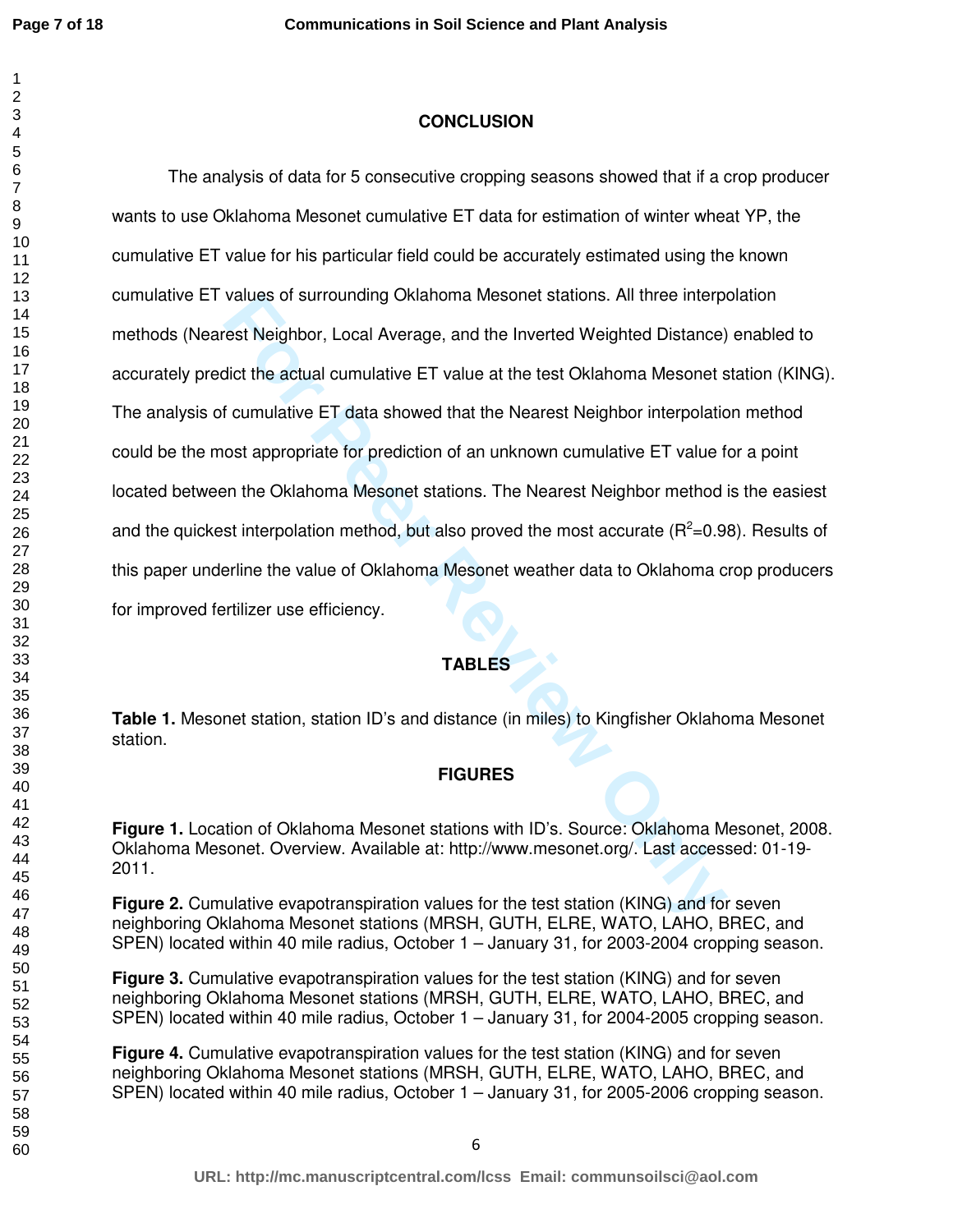## CONCLUSION

The analysis of data for 5 consecutive cropping seasons showed that if a crop producer wants to use Oklahoma Mesonet cumulative ET data for estimation of winter wheat YP, the cumulative ET value for his particular field could be accurately estimated using the known cumulative ET values of surrounding Oklahoma Mesonet stations. All three interpolation methods (Nearest Neighbor, Local Average, and the Inverted Weighted Distance) enabled to accurately predict the actual cumulative ET value at the test Oklahoma Mesonet station (KING). The analysis of cumulative ET data showed that the Nearest Neighbor interpolation method could be the most appropriate for prediction of an unknown cumulative ET value for a point located between the Oklahoma Mesonet stations. The Nearest Neighbor method is the easiest and the quickest interpolation method, but also proved the most accurate ($R^2$=0.98). Results of this paper underline the value of Oklahoma Mesonet weather data to Oklahoma crop producers for improved fertilizer use efficiency.

## TABLES

**Table 1.** Mesonet station, station ID's and distance (in miles) to Kingfisher Oklahoma Mesonet station.

## FIGURES

**Figure 1.** Location of Oklahoma Mesonet stations with ID's. Source: Oklahoma Mesonet, 2008. Oklahoma Mesonet. Overview. Available at: http://www.mesonet.org/. Last accessed: 01-19-2011.

**Figure 2.** Cumulative evapotranspiration values for the test station (KING) and for seven neighboring Oklahoma Mesonet stations (MRSH, GUTH, ELRE, WATO, LAHO, BREC, and SPEN) located within 40 mile radius, October 1 – January 31, for 2003-2004 cropping season.

**Figure 3.** Cumulative evapotranspiration values for the test station (KING) and for seven neighboring Oklahoma Mesonet stations (MRSH, GUTH, ELRE, WATO, LAHO, BREC, and SPEN) located within 40 mile radius, October 1 – January 31, for 2004-2005 cropping season.

**Figure 4.** Cumulative evapotranspiration values for the test station (KING) and for seven neighboring Oklahoma Mesonet stations (MRSH, GUTH, ELRE, WATO, LAHO, BREC, and SPEN) located within 40 mile radius, October 1 – January 31, for 2005-2006 cropping season.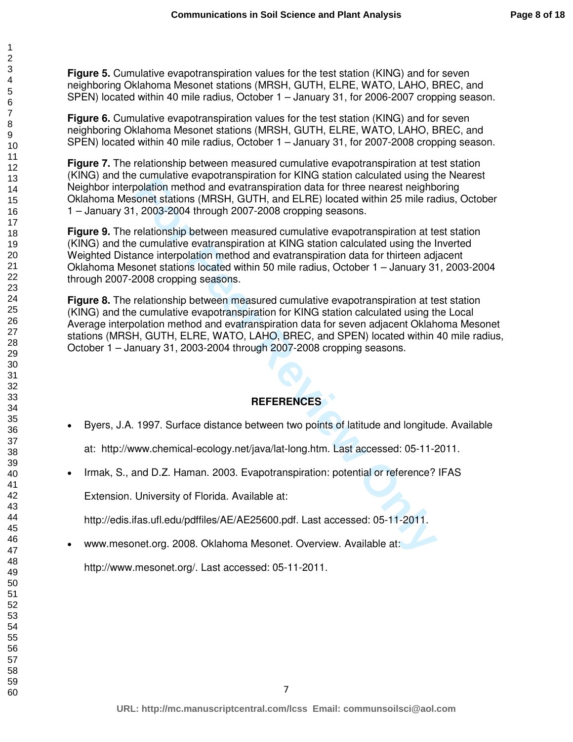**Figure 5.** Cumulative evapotranspiration values for the test station (KING) and for seven neighboring Oklahoma Mesonet stations (MRSH, GUTH, ELRE, WATO, LAHO, BREC, and SPEN) located within 40 mile radius, October 1 – January 31, for 2006-2007 cropping season.

**Figure 6.** Cumulative evapotranspiration values for the test station (KING) and for seven neighboring Oklahoma Mesonet stations (MRSH, GUTH, ELRE, WATO, LAHO, BREC, and SPEN) located within 40 mile radius, October 1 – January 31, for 2007-2008 cropping season.

**Figure 7.** The relationship between measured cumulative evapotranspiration at test station (KING) and the cumulative evapotranspiration for KING station calculated using the Nearest Neighbor interpolation method and evatranspiration data for three nearest neighboring Oklahoma Mesonet stations (MRSH, GUTH, and ELRE) located within 25 mile radius, October 1 – January 31, 2003-2004 through 2007-2008 cropping seasons.

**Figure 9.** The relationship between measured cumulative evapotranspiration at test station (KING) and the cumulative evatranspiration at KING station calculated using the Inverted Weighted Distance interpolation method and evatranspiration data for thirteen adjacent Oklahoma Mesonet stations located within 50 mile radius, October 1 – January 31, 2003-2004 through 2007-2008 cropping seasons.

**Figure 8.** The relationship between measured cumulative evapotranspiration at test station (KING) and the cumulative evapotranspiration for KING station calculated using the Local Average interpolation method and evatranspiration data for seven adjacent Oklahoma Mesonet stations (MRSH, GUTH, ELRE, WATO, LAHO, BREC, and SPEN) located within 40 mile radius, October 1 – January 31, 2003-2004 through 2007-2008 cropping seasons.

## REFERENCES

- Byers, J.A. 1997. Surface distance between two points of latitude and longitude. Available at: http://www.chemical-ecology.net/java/lat-long.htm. Last accessed: 05-11-2011.
- Irmak, S., and D.Z. Haman. 2003. Evapotranspiration: potential or reference? IFAS Extension. University of Florida. Available at: http://edis.ifas.ufl.edu/pdffiles/AE/AE25600.pdf. Last accessed: 05-11-2011.
- www.mesonet.org. 2008. Oklahoma Mesonet. Overview. Available at: http://www.mesonet.org/. Last accessed: 05-11-2011.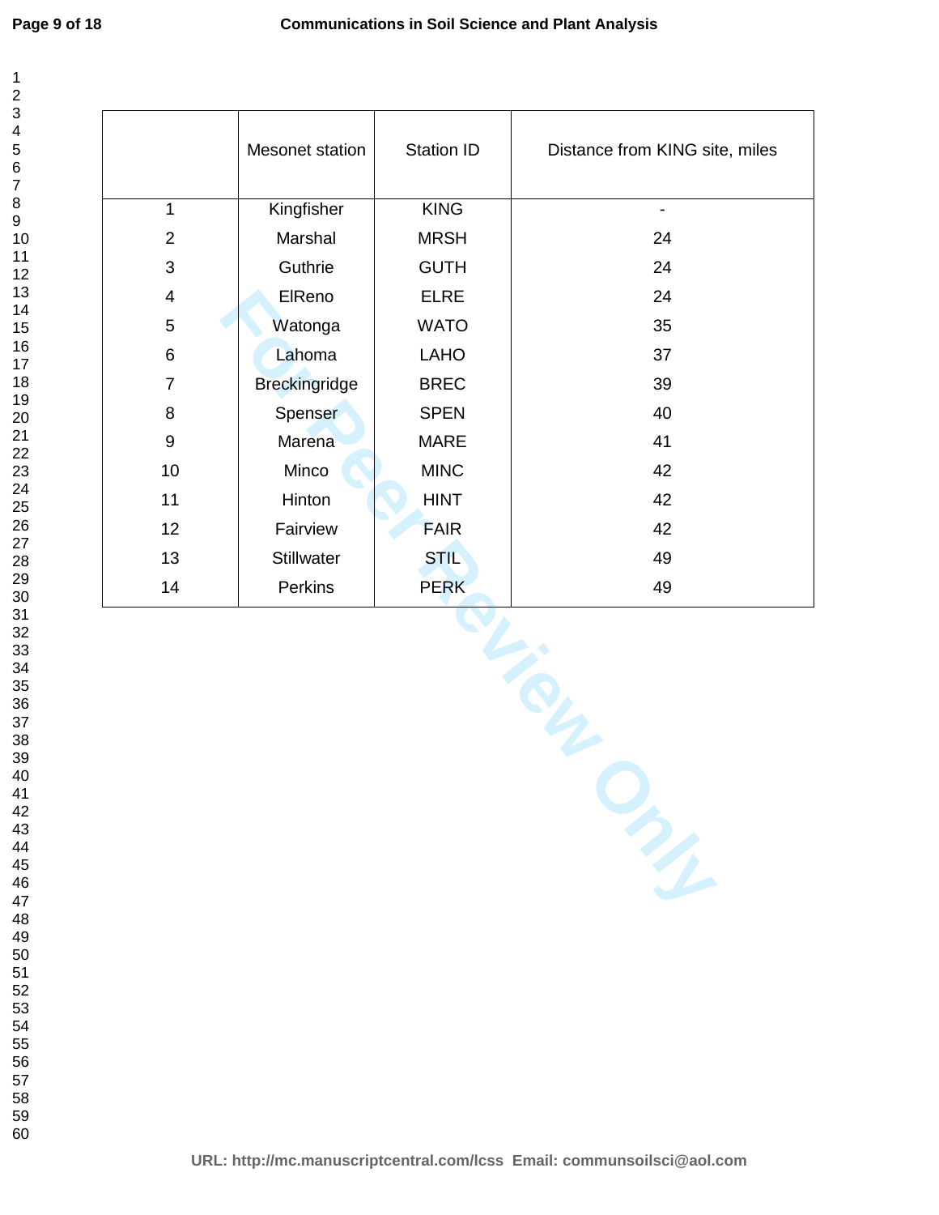|  | Mesonet station | Station ID | Distance from KING site, miles |
| --- | --- | --- | --- |
| 1 | Kingfisher | KING | - |
| 2 | Marshal | MRSH | 24 |
| 3 | Guthrie | GUTH | 24 |
| 4 | ElReno | ELRE | 24 |
| 5 | Watonga | WATO | 35 |
| 6 | Lahoma | LAHO | 37 |
| 7 | Breckingridge | BREC | 39 |
| 8 | Spenser | SPEN | 40 |
| 9 | Marena | MARE | 41 |
| 10 | Minco | MINC | 42 |
| 11 | Hinton | HINT | 42 |
| 12 | Fairview | FAIR | 42 |
| 13 | Stillwater | STIL | 49 |
| 14 | Perkins | PERK | 49 |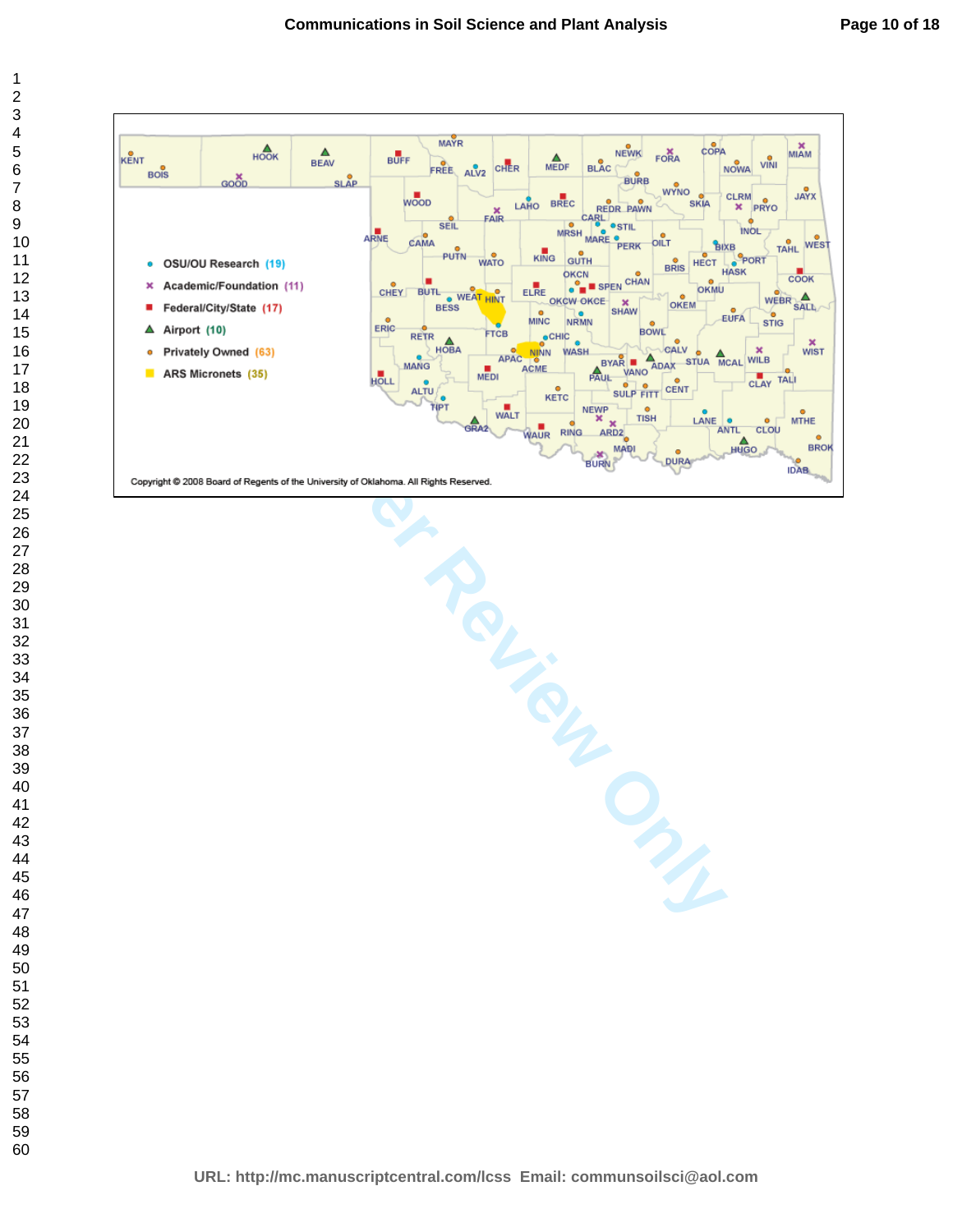- OSU/OU Research (19)
- Academic/Foundation (11)
- Federal/City/State (17)
- Airport (10)
- Privately Owned (63)
- ARS Micronets (35)

Copyright © 2008 Board of Regents of the University of Oklahoma. All Rights Reserved.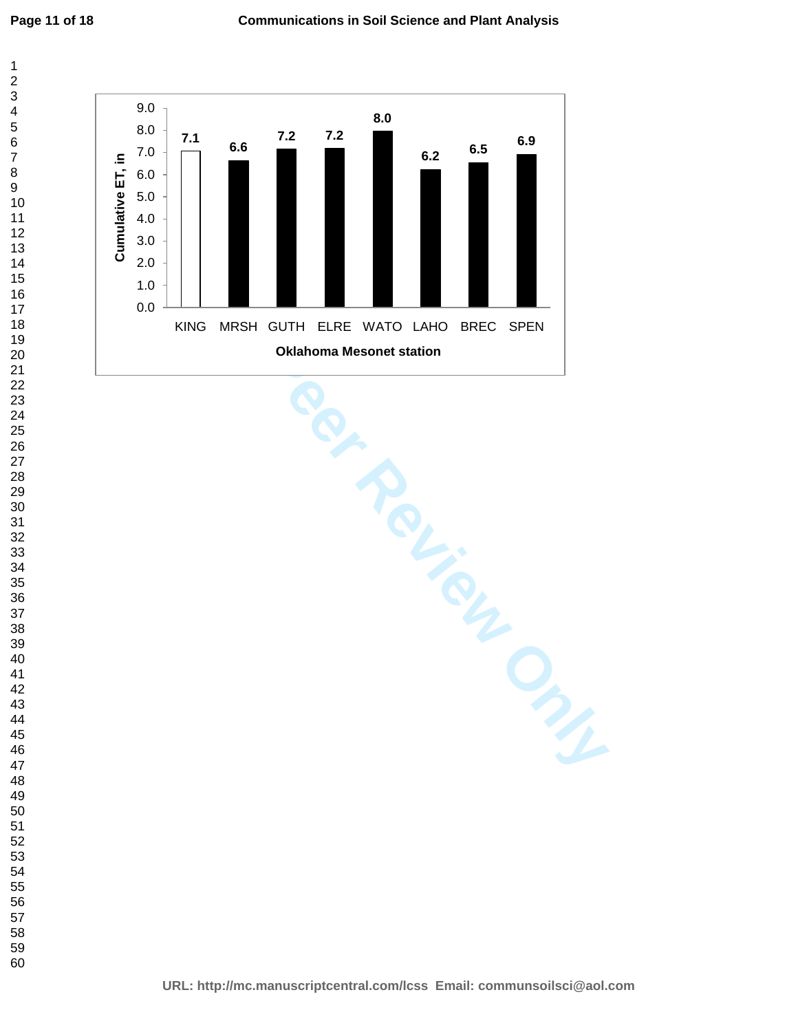| Oklahoma Mesonet station | Cumulative ET, in |
|---|---|
| KING | 7.1 |
| MRSH | 6.6 |
| GUTH | 7.2 |
| ELRE | 7.2 |
| WATO | 8.0 |
| LAHO | 6.2 |
| BREC | 6.5 |
| SPEN | 6.9 |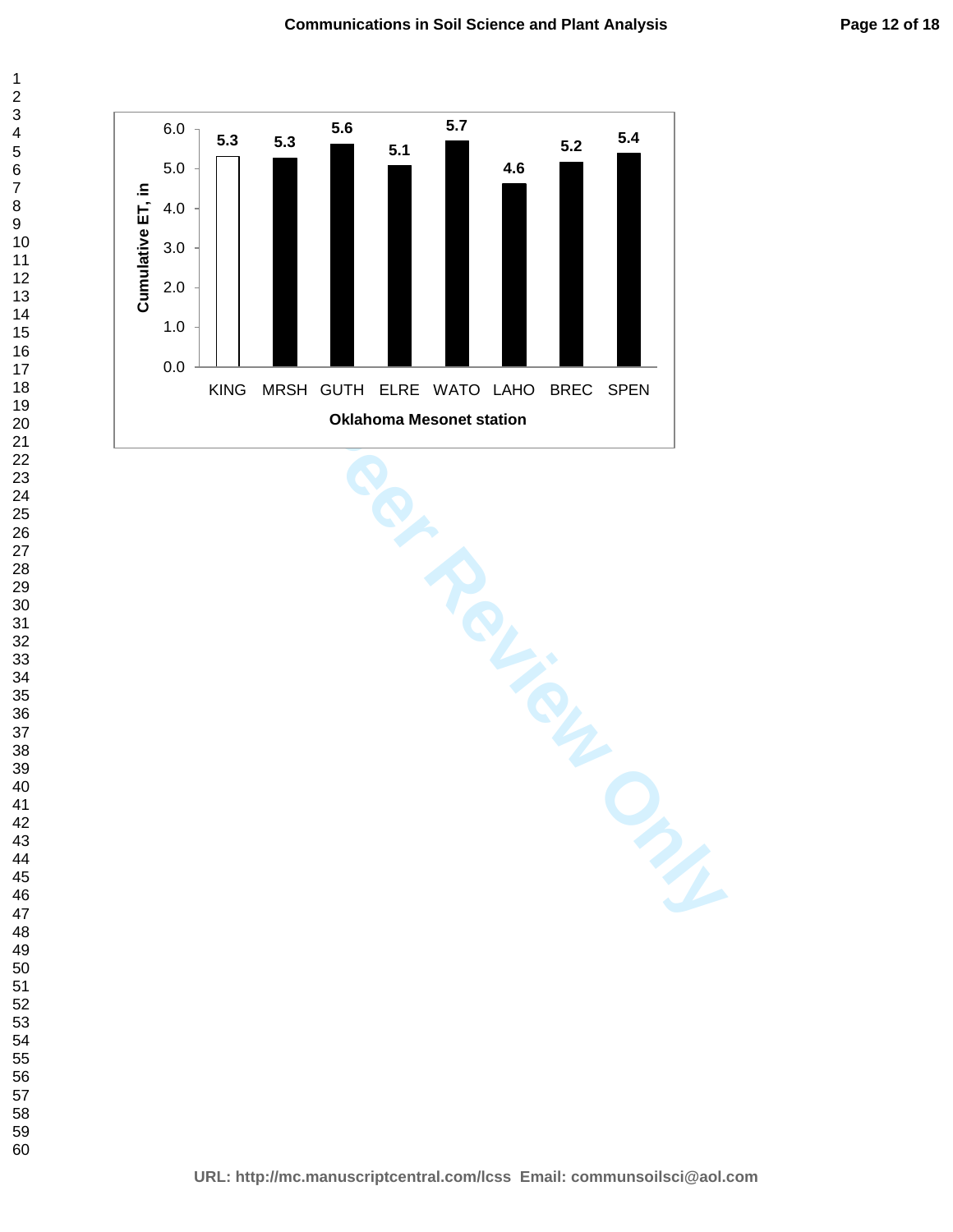| Oklahoma Mesonet station | Cumulative ET, in |
|---|---|
| KING | 5.3 |
| MRSH | 5.3 |
| GUTH | 5.6 |
| ELRE | 5.1 |
| WATO | 5.7 |
| LAHO | 4.6 |
| BREC | 5.2 |
| SPEN | 5.4 |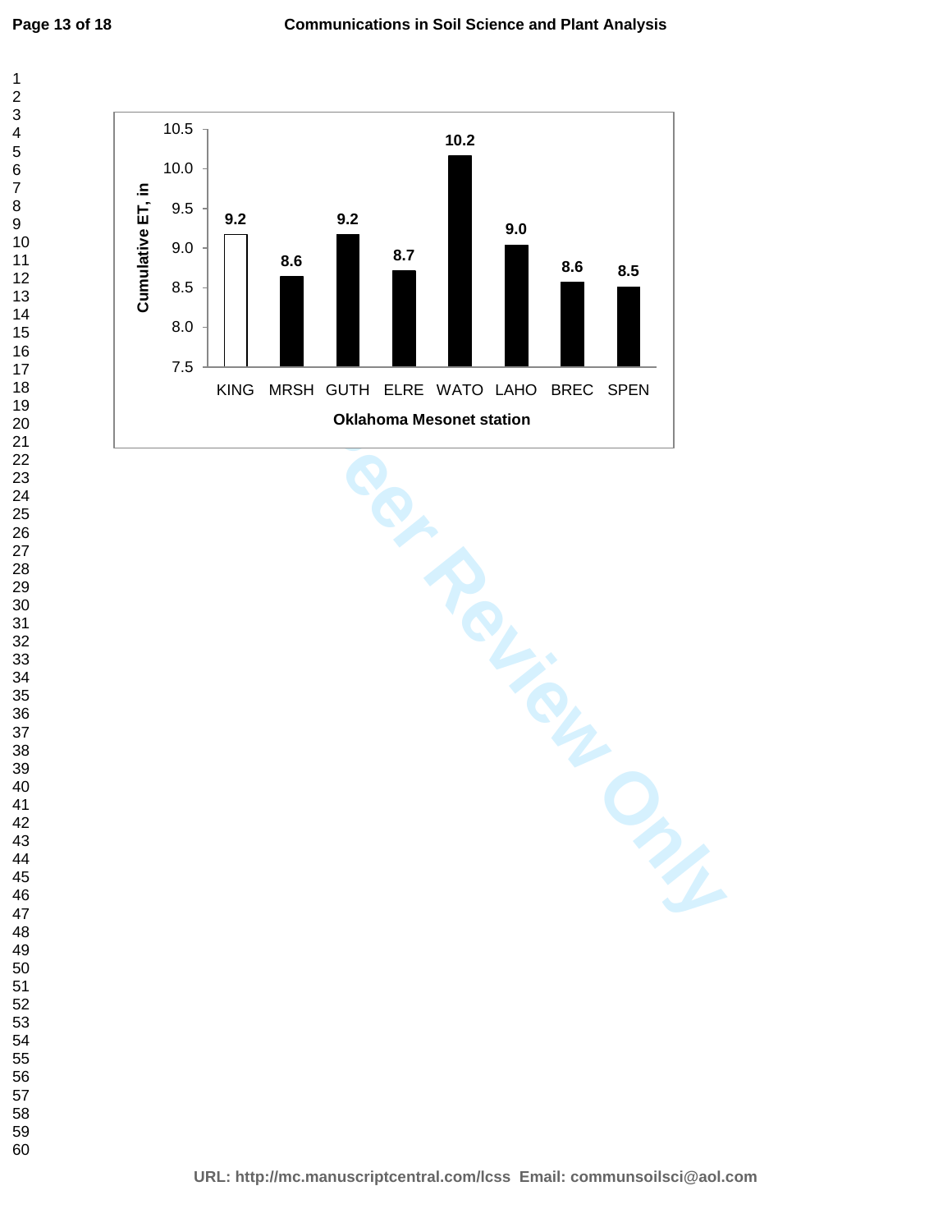| Oklahoma Mesonet station | Cumulative ET, in |
|---|---|
| KING | 9.2 |
| MRSH | 8.6 |
| GUTH | 9.2 |
| ELRE | 8.7 |
| WATO | 10.2 |
| LAHO | 9.0 |
| BREC | 8.6 |
| SPEN | 8.5 |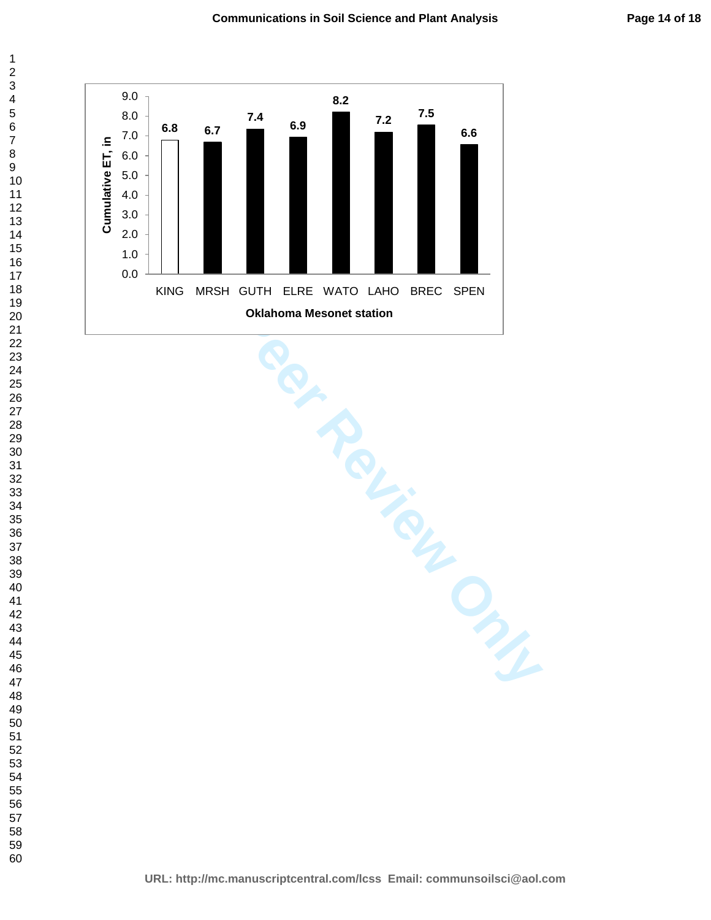| Oklahoma Mesonet station | Cumulative ET, in |
|---|---|
| KING | 6.8 |
| MRSH | 6.7 |
| GUTH | 7.4 |
| ELRE | 6.9 |
| WATO | 8.2 |
| LAHO | 7.2 |
| BREC | 7.5 |
| SPEN | 6.6 |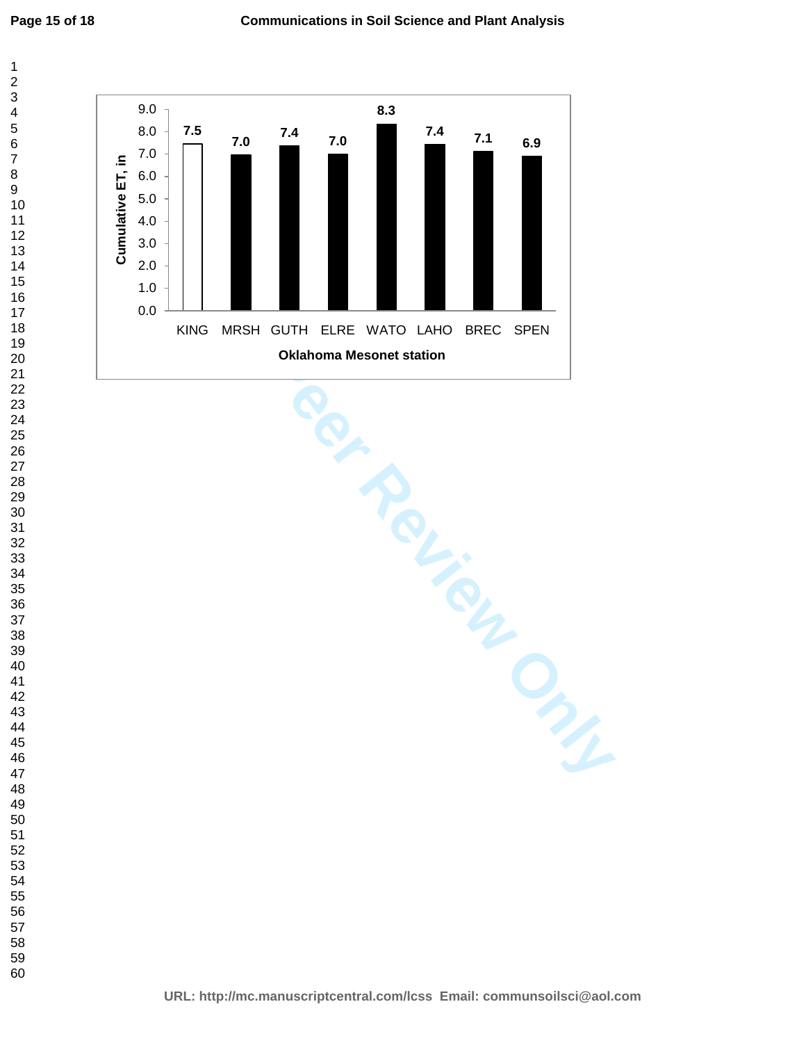| Oklahoma Mesonet station | Cumulative ET, in |
| --- | --- |
| KING | 7.5 |
| MRSH | 7.0 |
| GUTH | 7.4 |
| ELRE | 7.0 |
| WATO | 8.3 |
| LAHO | 7.4 |
| BREC | 7.1 |
| SPEN | 6.9 |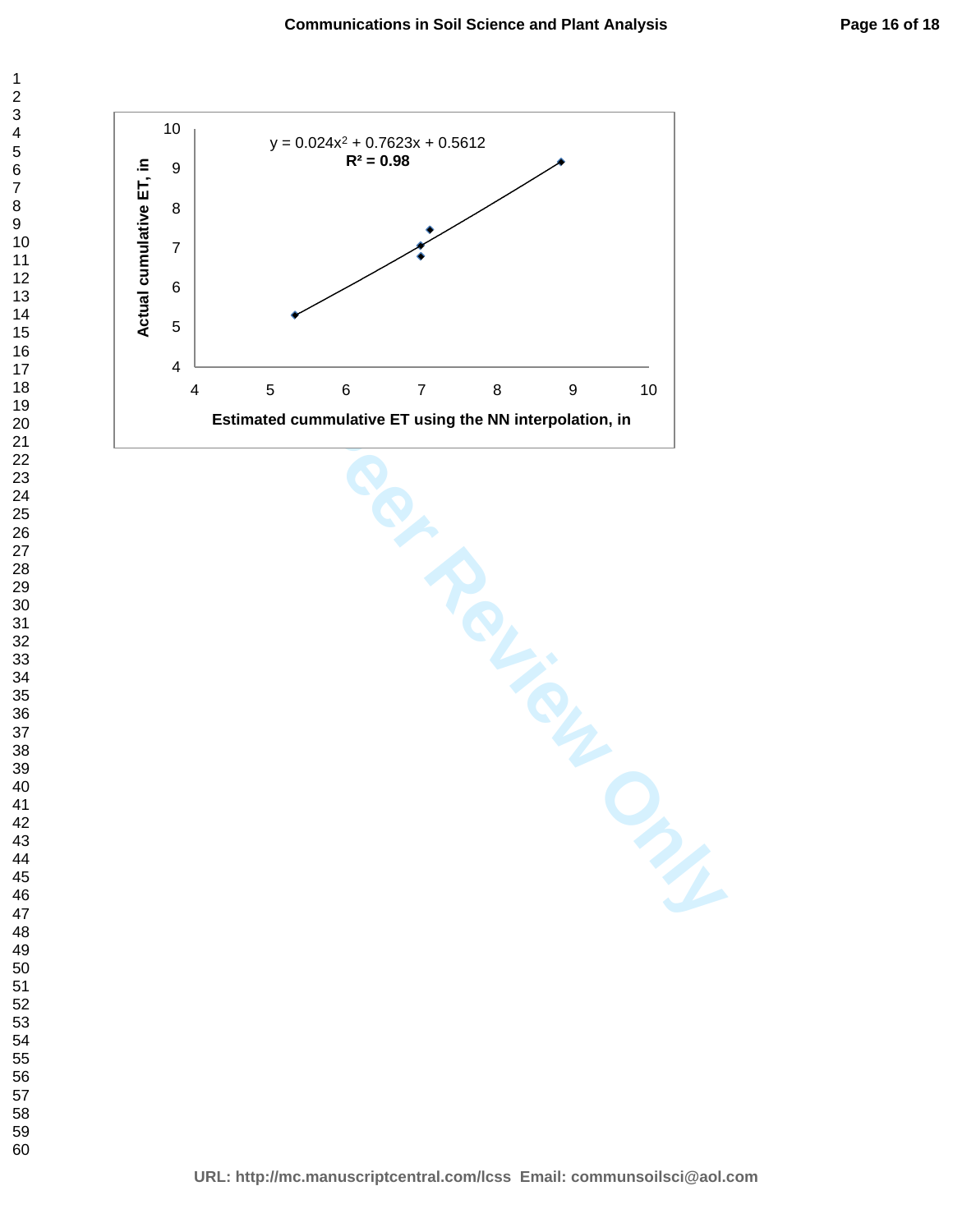$y = 0.024x^2 + 0.7623x + 0.5612$

$R^2 = 0.98$

Actual cumulative ET, in

Estimated cummulative ET using the NN interpolation, in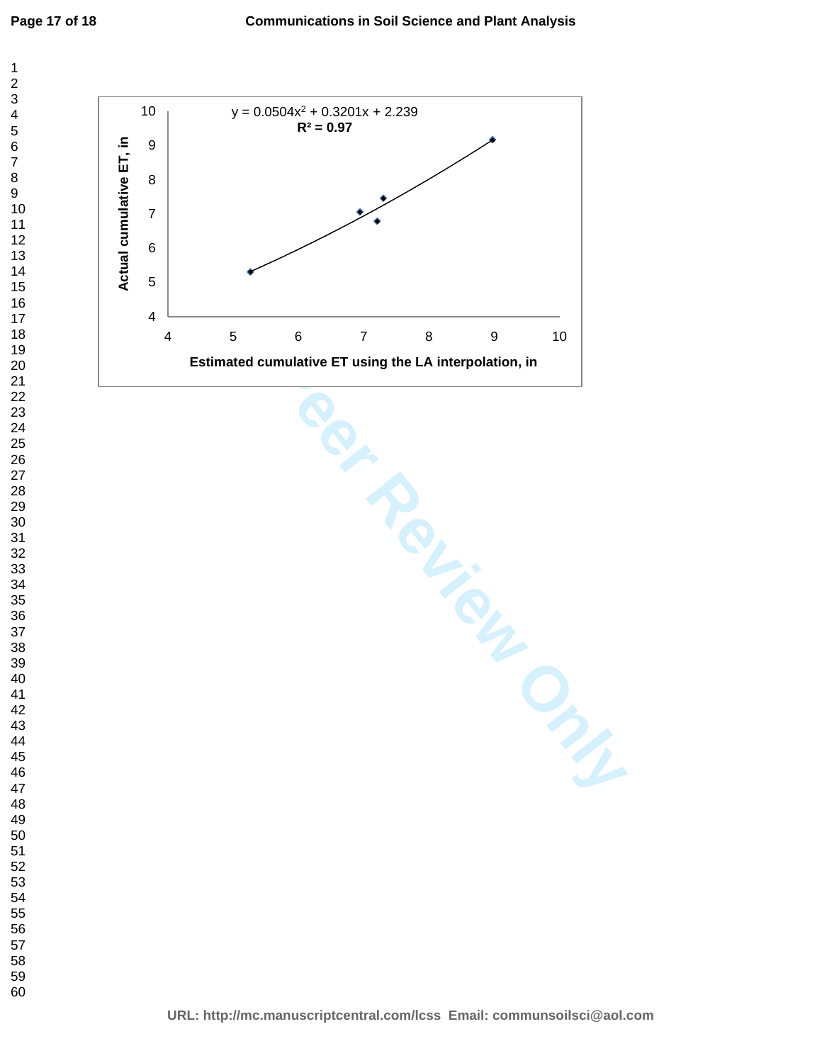$y = 0.0504x^2 + 0.3201x + 2.239$

**$R^2 = 0.97$**

**Actual cumulative ET, in**

**Estimated cumulative ET using the LA interpolation, in**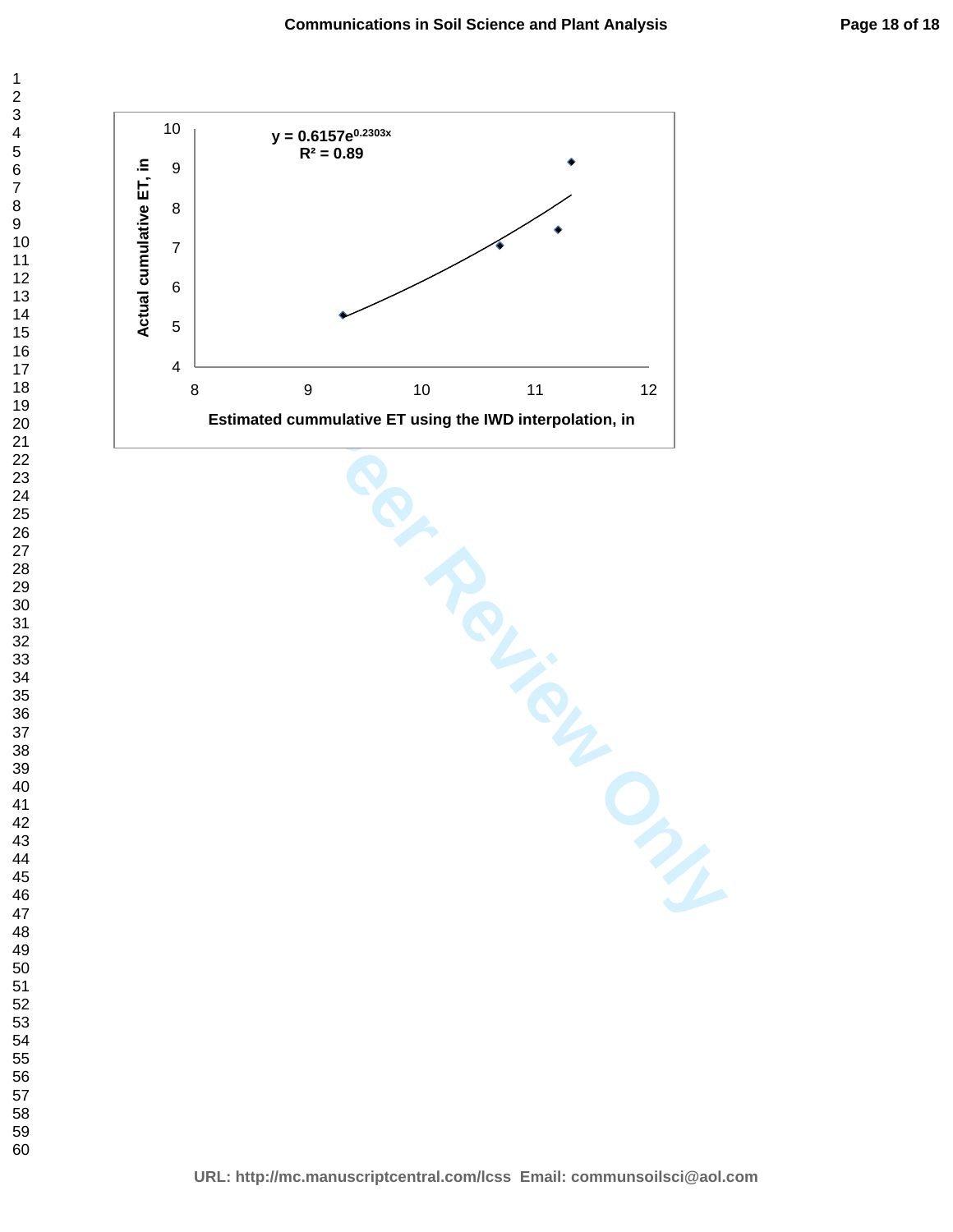y = 0.6157e^0.2303x

$R^2$ = 0.89

Actual cumulative ET, in

10
9
8
7
6
5
4

8
9
10
11
12

Estimated cummulative ET using the IWD interpolation, in